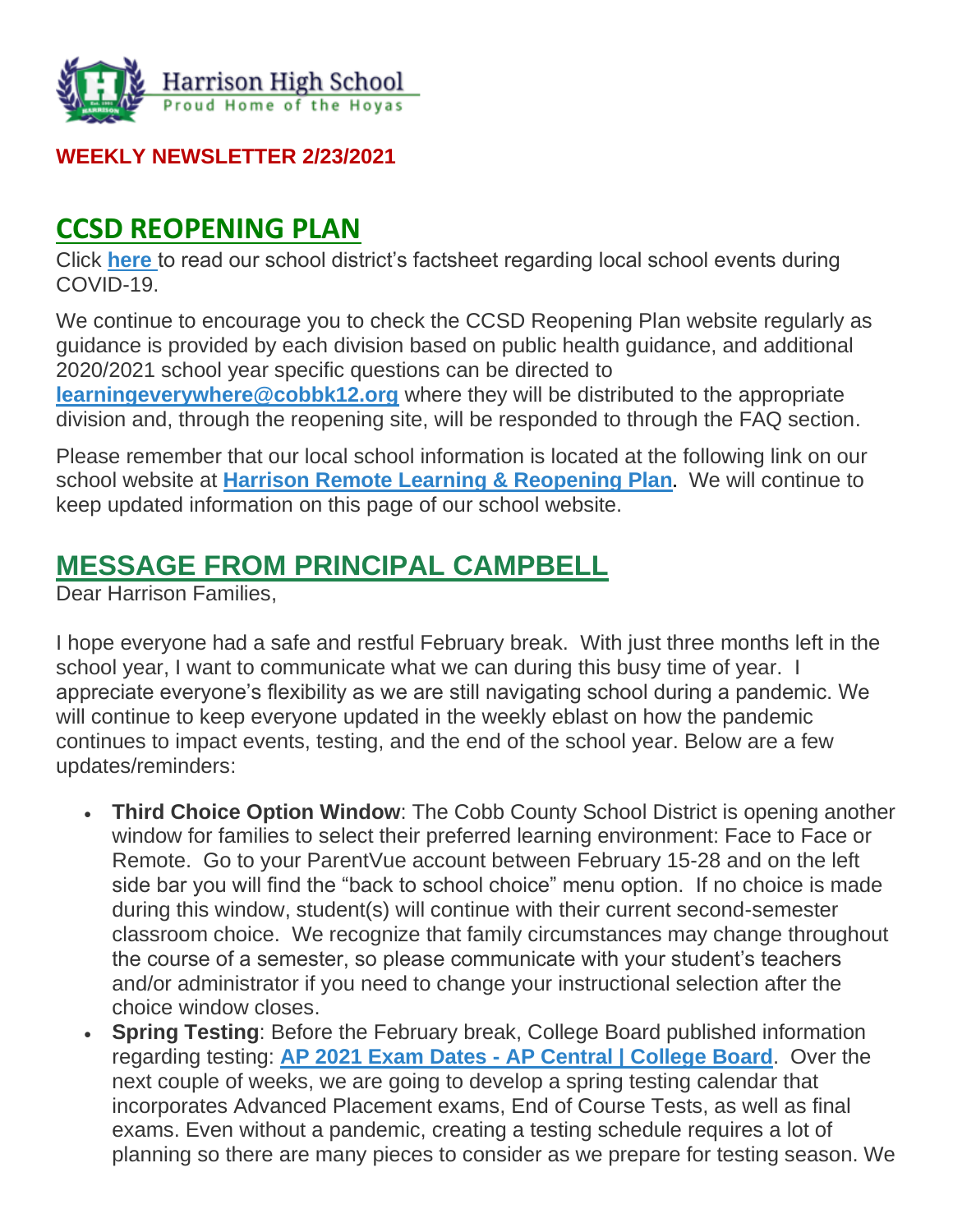Harrison High School
Proud Home of the Hoyas

**WEEKLY NEWSLETTER 2/23/2021**

## CCSD REOPENING PLAN

Click **here** to read our school district's factsheet regarding local school events during COVID-19.

We continue to encourage you to check the CCSD Reopening Plan website regularly as guidance is provided by each division based on public health guidance, and additional 2020/2021 school year specific questions can be directed to **learningeverywhere@cobbk12.org** where they will be distributed to the appropriate division and, through the reopening site, will be responded to through the FAQ section.

Please remember that our local school information is located at the following link on our school website at **Harrison Remote Learning & Reopening Plan**. We will continue to keep updated information on this page of our school website.

## MESSAGE FROM PRINCIPAL CAMPBELL

Dear Harrison Families,

I hope everyone had a safe and restful February break. With just three months left in the school year, I want to communicate what we can during this busy time of year. I appreciate everyone's flexibility as we are still navigating school during a pandemic. We will continue to keep everyone updated in the weekly eblast on how the pandemic continues to impact events, testing, and the end of the school year. Below are a few updates/reminders:

- **Third Choice Option Window**: The Cobb County School District is opening another window for families to select their preferred learning environment: Face to Face or Remote. Go to your ParentVue account between February 15-28 and on the left side bar you will find the "back to school choice" menu option. If no choice is made during this window, student(s) will continue with their current second-semester classroom choice. We recognize that family circumstances may change throughout the course of a semester, so please communicate with your student's teachers and/or administrator if you need to change your instructional selection after the choice window closes.
- **Spring Testing**: Before the February break, College Board published information regarding testing: **AP 2021 Exam Dates - AP Central | College Board**. Over the next couple of weeks, we are going to develop a spring testing calendar that incorporates Advanced Placement exams, End of Course Tests, as well as final exams. Even without a pandemic, creating a testing schedule requires a lot of planning so there are many pieces to consider as we prepare for testing season. We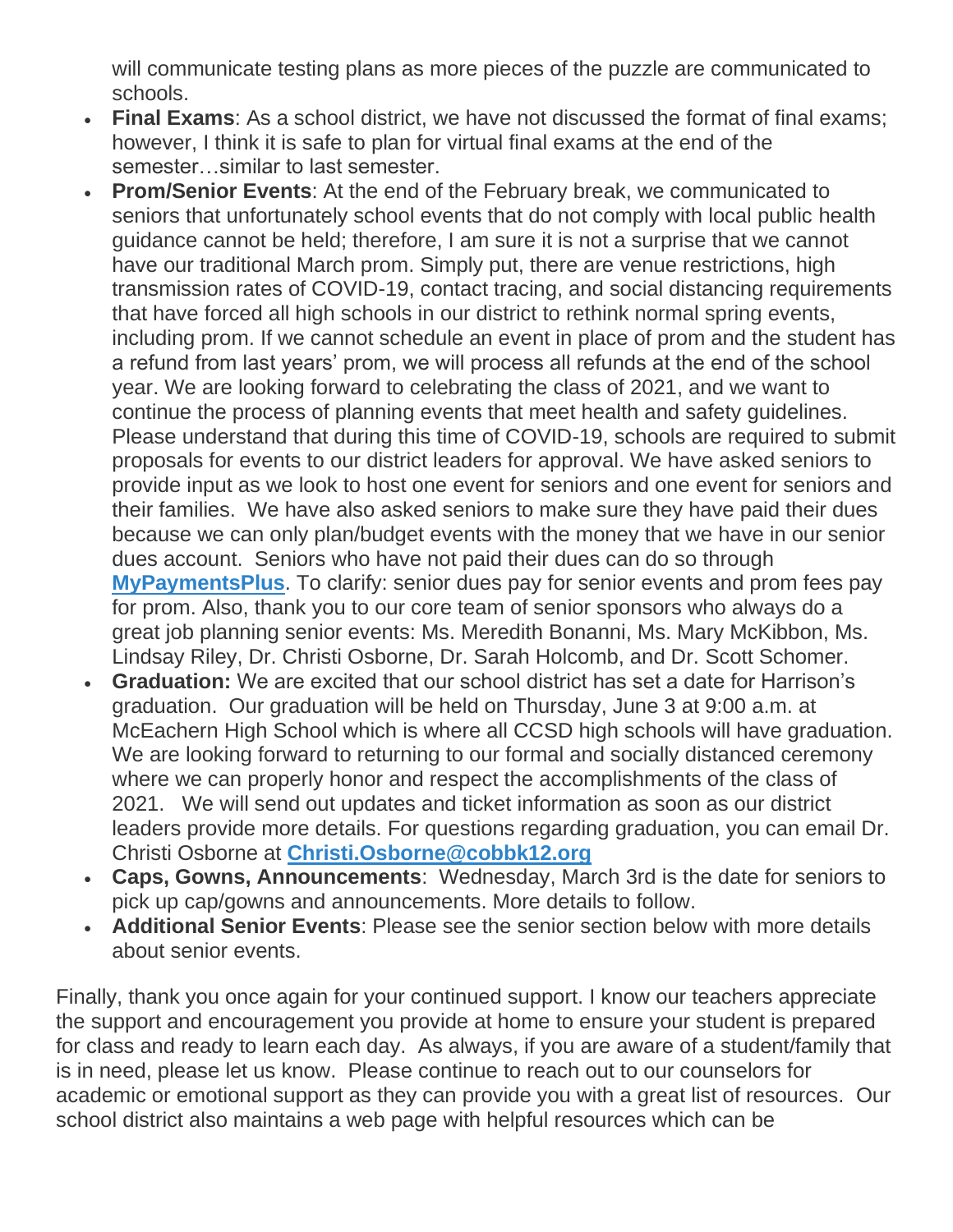will communicate testing plans as more pieces of the puzzle are communicated to schools.

- **Final Exams**: As a school district, we have not discussed the format of final exams; however, I think it is safe to plan for virtual final exams at the end of the semester…similar to last semester.
- **Prom/Senior Events**: At the end of the February break, we communicated to seniors that unfortunately school events that do not comply with local public health guidance cannot be held; therefore, I am sure it is not a surprise that we cannot have our traditional March prom. Simply put, there are venue restrictions, high transmission rates of COVID-19, contact tracing, and social distancing requirements that have forced all high schools in our district to rethink normal spring events, including prom. If we cannot schedule an event in place of prom and the student has a refund from last years' prom, we will process all refunds at the end of the school year. We are looking forward to celebrating the class of 2021, and we want to continue the process of planning events that meet health and safety guidelines. Please understand that during this time of COVID-19, schools are required to submit proposals for events to our district leaders for approval. We have asked seniors to provide input as we look to host one event for seniors and one event for seniors and their families. We have also asked seniors to make sure they have paid their dues because we can only plan/budget events with the money that we have in our senior dues account. Seniors who have not paid their dues can do so through **MyPaymentsPlus**. To clarify: senior dues pay for senior events and prom fees pay for prom. Also, thank you to our core team of senior sponsors who always do a great job planning senior events: Ms. Meredith Bonanni, Ms. Mary McKibbon, Ms. Lindsay Riley, Dr. Christi Osborne, Dr. Sarah Holcomb, and Dr. Scott Schomer.
- **Graduation:** We are excited that our school district has set a date for Harrison's graduation. Our graduation will be held on Thursday, June 3 at 9:00 a.m. at McEachern High School which is where all CCSD high schools will have graduation. We are looking forward to returning to our formal and socially distanced ceremony where we can properly honor and respect the accomplishments of the class of 2021. We will send out updates and ticket information as soon as our district leaders provide more details. For questions regarding graduation, you can email Dr. Christi Osborne at **Christi.Osborne@cobbk12.org**
- **Caps, Gowns, Announcements**: Wednesday, March 3rd is the date for seniors to pick up cap/gowns and announcements. More details to follow.
- **Additional Senior Events**: Please see the senior section below with more details about senior events.

Finally, thank you once again for your continued support. I know our teachers appreciate the support and encouragement you provide at home to ensure your student is prepared for class and ready to learn each day. As always, if you are aware of a student/family that is in need, please let us know. Please continue to reach out to our counselors for academic or emotional support as they can provide you with a great list of resources. Our school district also maintains a web page with helpful resources which can be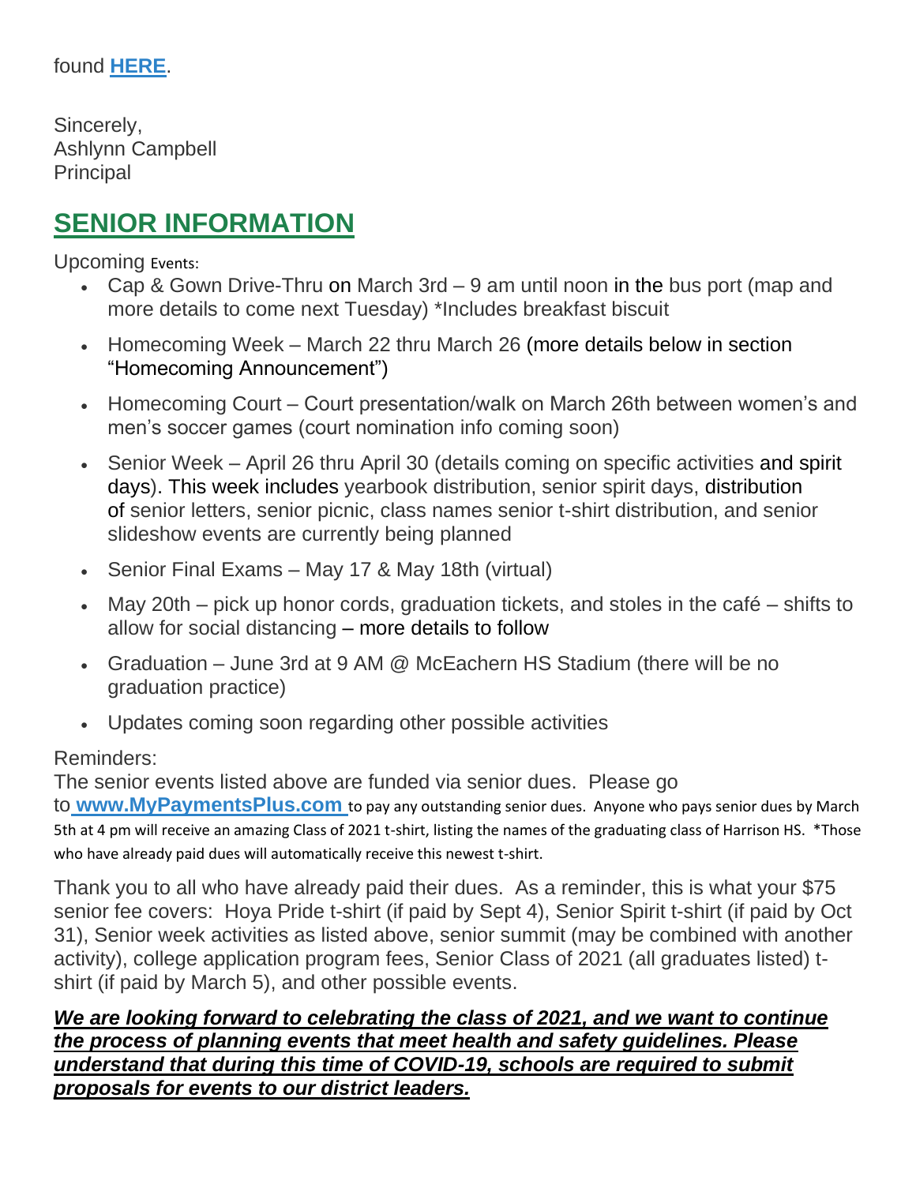found **[HERE](#)**.

Sincerely,
Ashlynn Campbell
Principal

## SENIOR INFORMATION

Upcoming Events:

- Cap & Gown Drive-Thru on March 3rd – 9 am until noon in the bus port (map and more details to come next Tuesday) *Includes breakfast biscuit
- Homecoming Week – March 22 thru March 26 (more details below in section "Homecoming Announcement")
- Homecoming Court – Court presentation/walk on March 26th between women's and men's soccer games (court nomination info coming soon)
- Senior Week – April 26 thru April 30 (details coming on specific activities and spirit days). This week includes yearbook distribution, senior spirit days, distribution of senior letters, senior picnic, class names senior t-shirt distribution, and senior slideshow events are currently being planned
- Senior Final Exams – May 17 & May 18th (virtual)
- May 20th – pick up honor cords, graduation tickets, and stoles in the café – shifts to allow for social distancing – more details to follow
- Graduation – June 3rd at 9 AM @ McEachern HS Stadium (there will be no graduation practice)
- Updates coming soon regarding other possible activities

Reminders:
The senior events listed above are funded via senior dues. Please go to **www.MyPaymentsPlus.com** to pay any outstanding senior dues. Anyone who pays senior dues by March 5th at 4 pm will receive an amazing Class of 2021 t-shirt, listing the names of the graduating class of Harrison HS. *Those who have already paid dues will automatically receive this newest t-shirt.

Thank you to all who have already paid their dues. As a reminder, this is what your $75 senior fee covers: Hoya Pride t-shirt (if paid by Sept 4), Senior Spirit t-shirt (if paid by Oct 31), Senior week activities as listed above, senior summit (may be combined with another activity), college application program fees, Senior Class of 2021 (all graduates listed) t-shirt (if paid by March 5), and other possible events.

***We are looking forward to celebrating the class of 2021, and we want to continue the process of planning events that meet health and safety guidelines. Please understand that during this time of COVID-19, schools are required to submit proposals for events to our district leaders.***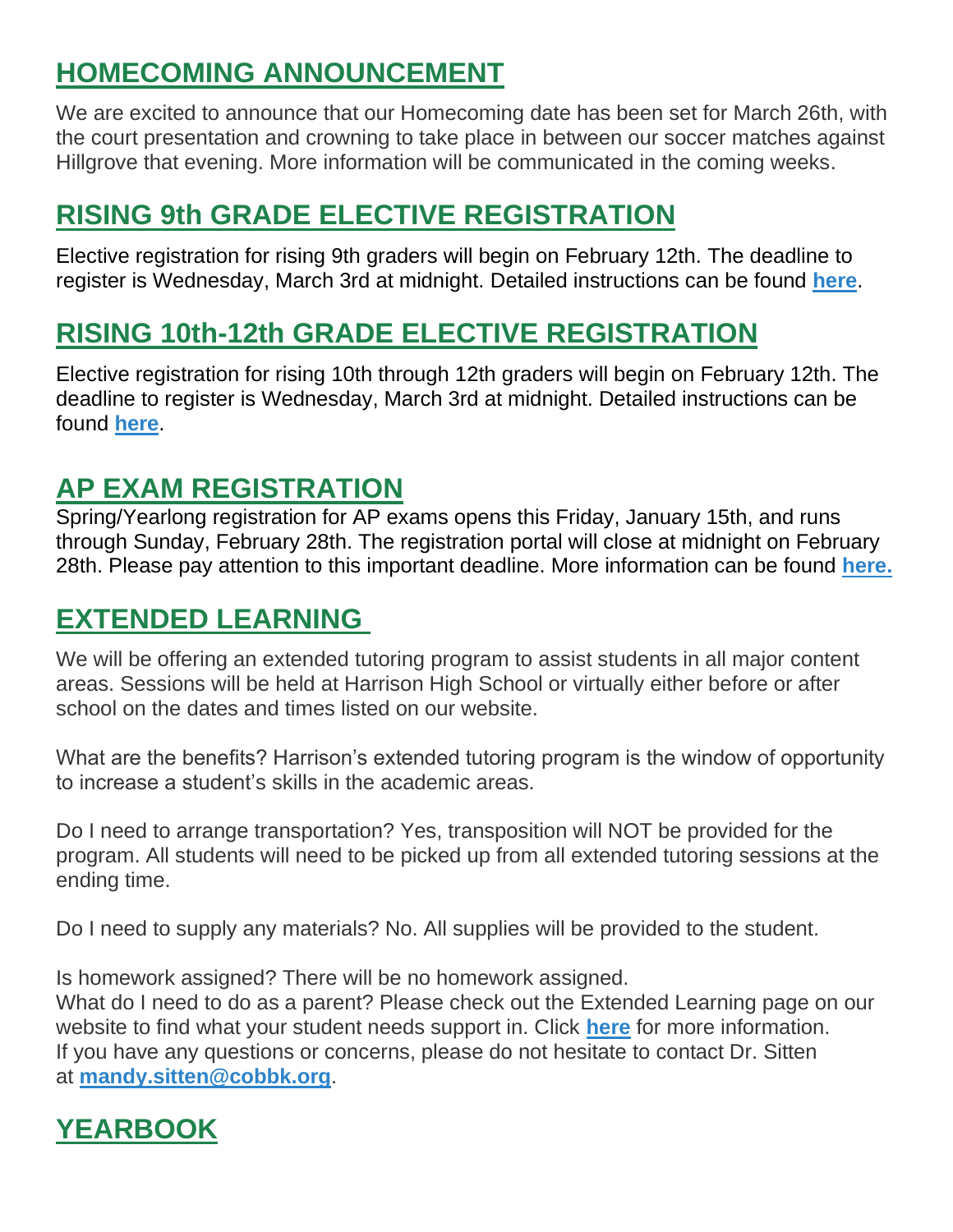## HOMECOMING ANNOUNCEMENT

We are excited to announce that our Homecoming date has been set for March 26th, with the court presentation and crowning to take place in between our soccer matches against Hillgrove that evening. More information will be communicated in the coming weeks.

## RISING 9th GRADE ELECTIVE REGISTRATION

Elective registration for rising 9th graders will begin on February 12th. The deadline to register is Wednesday, March 3rd at midnight. Detailed instructions can be found **here**.

## RISING 10th-12th GRADE ELECTIVE REGISTRATION

Elective registration for rising 10th through 12th graders will begin on February 12th. The deadline to register is Wednesday, March 3rd at midnight. Detailed instructions can be found **here**.

## AP EXAM REGISTRATION

Spring/Yearlong registration for AP exams opens this Friday, January 15th, and runs through Sunday, February 28th. The registration portal will close at midnight on February 28th. Please pay attention to this important deadline. More information can be found **here.**

## EXTENDED LEARNING

We will be offering an extended tutoring program to assist students in all major content areas. Sessions will be held at Harrison High School or virtually either before or after school on the dates and times listed on our website.

What are the benefits? Harrison's extended tutoring program is the window of opportunity to increase a student's skills in the academic areas.

Do I need to arrange transportation? Yes, transposition will NOT be provided for the program. All students will need to be picked up from all extended tutoring sessions at the ending time.

Do I need to supply any materials? No. All supplies will be provided to the student.

Is homework assigned? There will be no homework assigned.
What do I need to do as a parent? Please check out the Extended Learning page on our website to find what your student needs support in. Click **here** for more information.
If you have any questions or concerns, please do not hesitate to contact Dr. Sitten at **mandy.sitten@cobbk.org**.

## YEARBOOK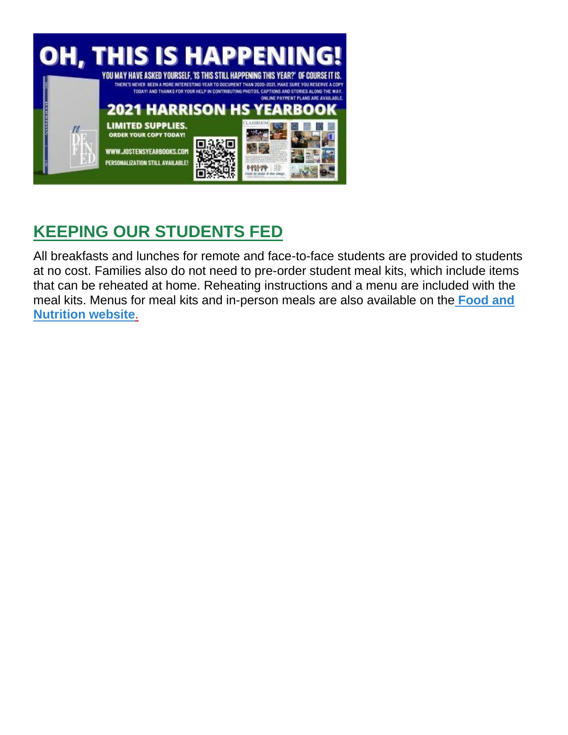# OH, THIS IS HAPPENING!

YOU MAY HAVE ASKED YOURSELF, 'IS THIS STILL HAPPENING THIS YEAR?' OF COURSE IT IS.

THERE'S NEVER BEEN A MORE INTERESTING YEAR TO DOCUMENT THAN 2020-2021. MAKE SURE YOU RESERVE A COPY TODAY! AND THANKS FOR YOUR HELP IN CONTRIBUTING PHOTOS, CAPTIONS AND STORIES ALONG THE WAY. ONLINE PAYMENT PLANS ARE AVAILABLE.

## 2021 HARRISON HS YEARBOOK

**LIMITED SUPPLIES.**

**ORDER YOUR COPY TODAY!**

WWW.JOSTENSYEARBOOKS.COM

PERSONALIZATION STILL AVAILABLE!

## KEEPING OUR STUDENTS FED

All breakfasts and lunches for remote and face-to-face students are provided to students at no cost. Families also do not need to pre-order student meal kits, which include items that can be reheated at home. Reheating instructions and a menu are included with the meal kits. Menus for meal kits and in-person meals are also available on the **Food and Nutrition website**.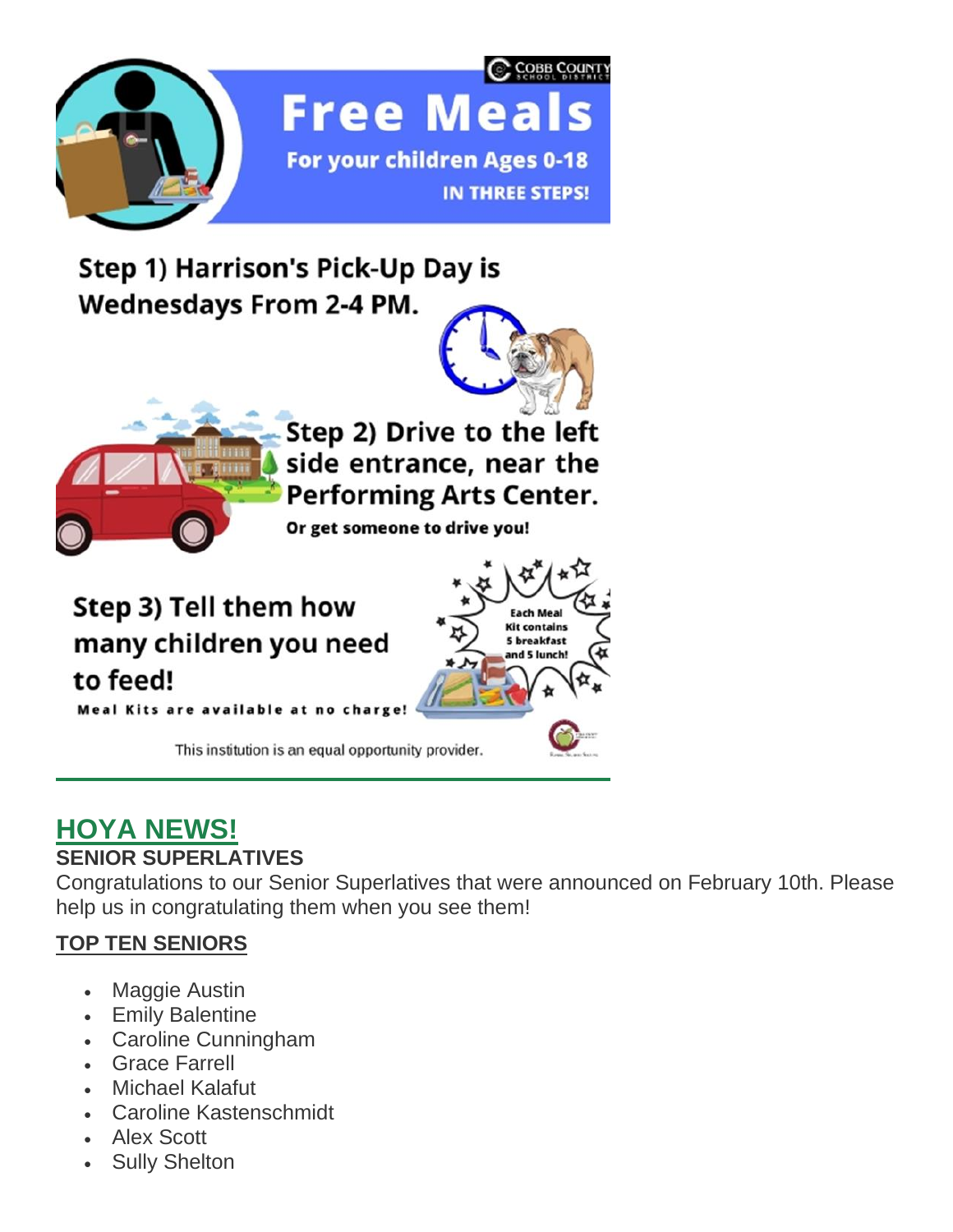Cobb County School District

# Free Meals

**For your children Ages 0-18**

**IN THREE STEPS!**

**Step 1) Harrison's Pick-Up Day is Wednesdays From 2-4 PM.**

**Step 2) Drive to the left side entrance, near the Performing Arts Center.**

**Or get someone to drive you!**

**Step 3) Tell them how many children you need to feed!**

**Meal Kits are available at no charge!**

Each Meal Kit contains 5 breakfast and 5 lunch!

This institution is an equal opportunity provider.

---

## HOYA NEWS!

### SENIOR SUPERLATIVES

Congratulations to our Senior Superlatives that were announced on February 10th. Please help us in congratulating them when you see them!

**TOP TEN SENIORS**

- Maggie Austin
- Emily Balentine
- Caroline Cunningham
- Grace Farrell
- Michael Kalafut
- Caroline Kastenschmidt
- Alex Scott
- Sully Shelton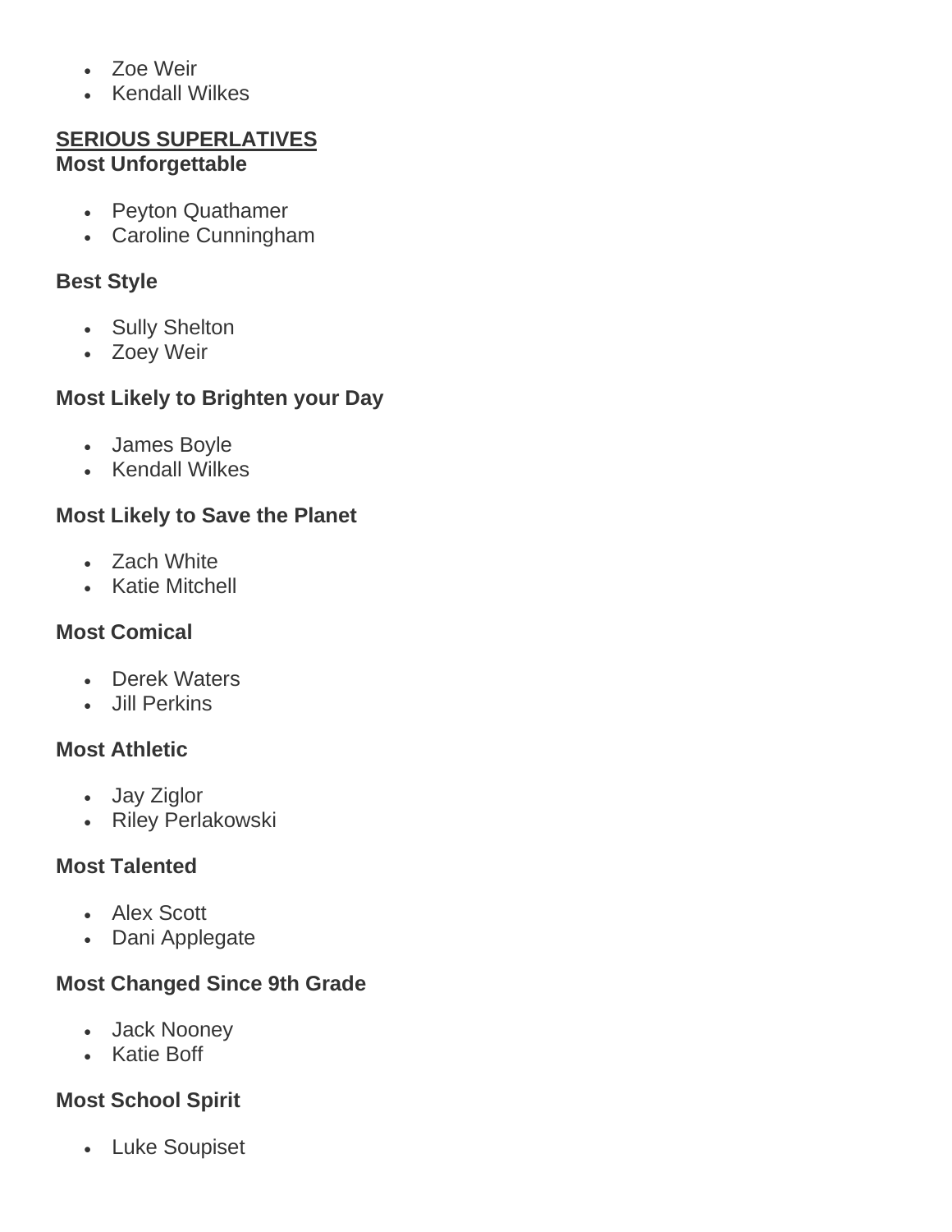- Zoe Weir
- Kendall Wilkes

**SERIOUS SUPERLATIVES**

**Most Unforgettable**

- Peyton Quathamer
- Caroline Cunningham

**Best Style**

- Sully Shelton
- Zoey Weir

**Most Likely to Brighten your Day**

- James Boyle
- Kendall Wilkes

**Most Likely to Save the Planet**

- Zach White
- Katie Mitchell

**Most Comical**

- Derek Waters
- Jill Perkins

**Most Athletic**

- Jay Ziglor
- Riley Perlakowski

**Most Talented**

- Alex Scott
- Dani Applegate

**Most Changed Since 9th Grade**

- Jack Nooney
- Katie Boff

**Most School Spirit**

- Luke Soupiset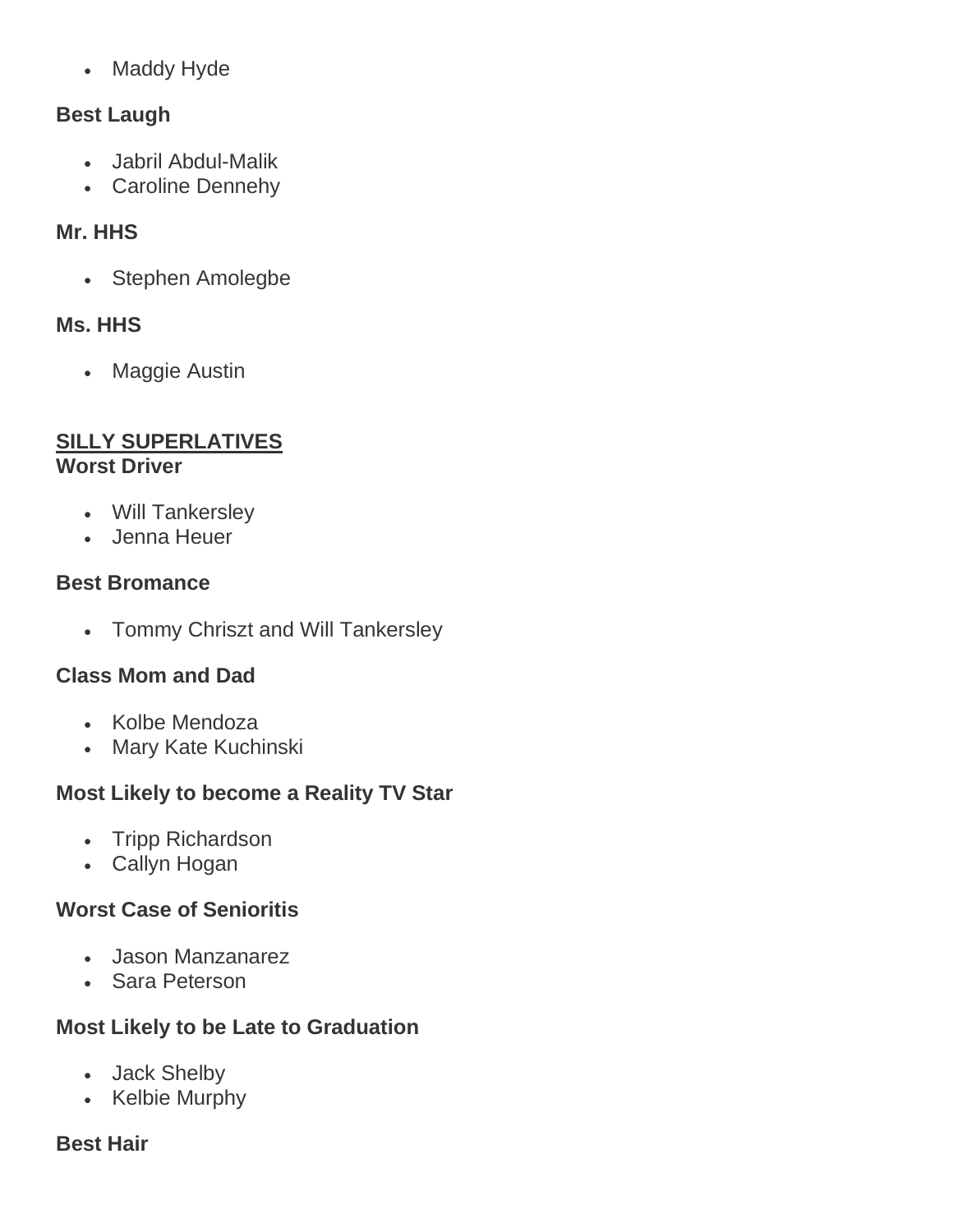- Maddy Hyde

**Best Laugh**

- Jabril Abdul-Malik
- Caroline Dennehy

**Mr. HHS**

- Stephen Amolegbe

**Ms. HHS**

- Maggie Austin

## SILLY SUPERLATIVES

**Worst Driver**

- Will Tankersley
- Jenna Heuer

**Best Bromance**

- Tommy Chriszt and Will Tankersley

**Class Mom and Dad**

- Kolbe Mendoza
- Mary Kate Kuchinski

**Most Likely to become a Reality TV Star**

- Tripp Richardson
- Callyn Hogan

**Worst Case of Senioritis**

- Jason Manzanarez
- Sara Peterson

**Most Likely to be Late to Graduation**

- Jack Shelby
- Kelbie Murphy

**Best Hair**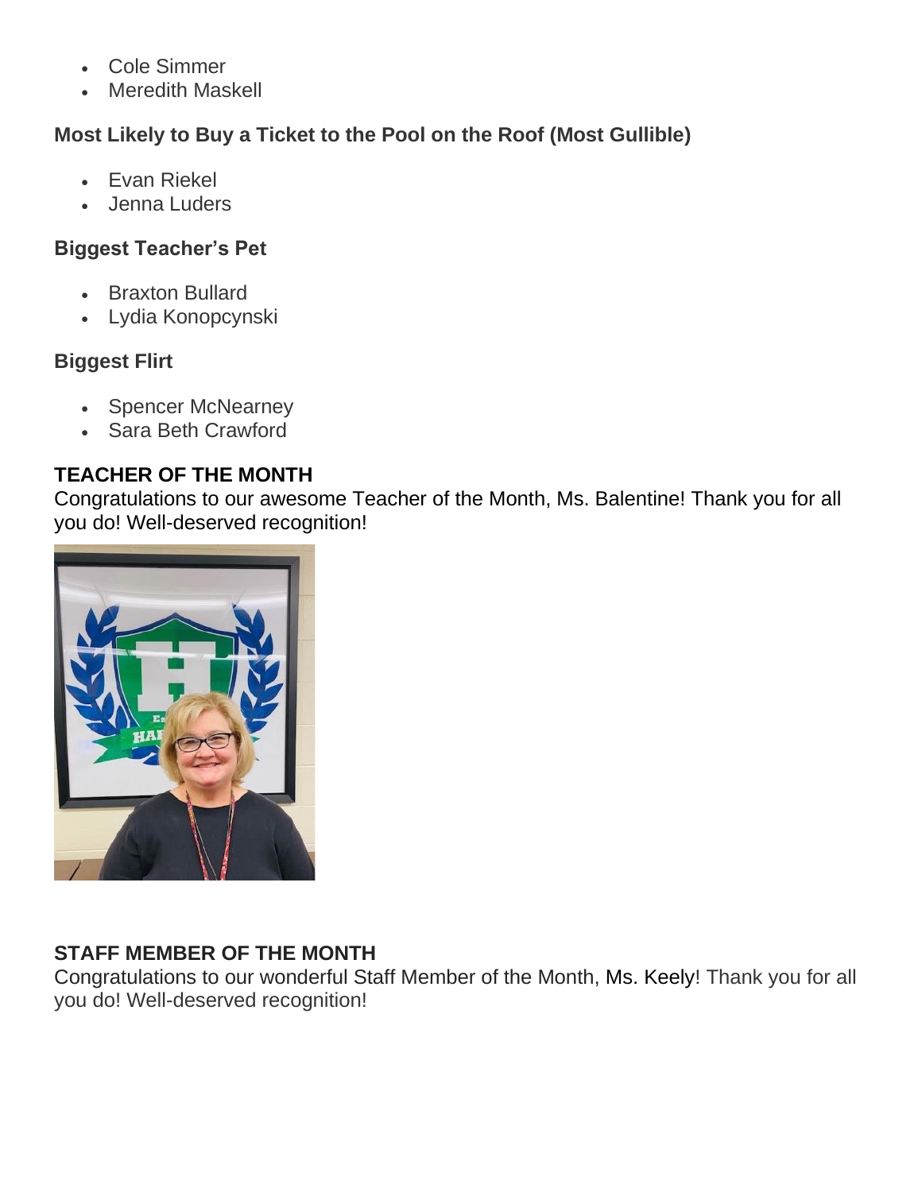- Cole Simmer
- Meredith Maskell

**Most Likely to Buy a Ticket to the Pool on the Roof (Most Gullible)**

- Evan Riekel
- Jenna Luders

**Biggest Teacher's Pet**

- Braxton Bullard
- Lydia Konopcynski

**Biggest Flirt**

- Spencer McNearney
- Sara Beth Crawford

**TEACHER OF THE MONTH**

Congratulations to our awesome Teacher of the Month, Ms. Balentine! Thank you for all you do! Well-deserved recognition!

**STAFF MEMBER OF THE MONTH**

Congratulations to our wonderful Staff Member of the Month, Ms. Keely! Thank you for all you do! Well-deserved recognition!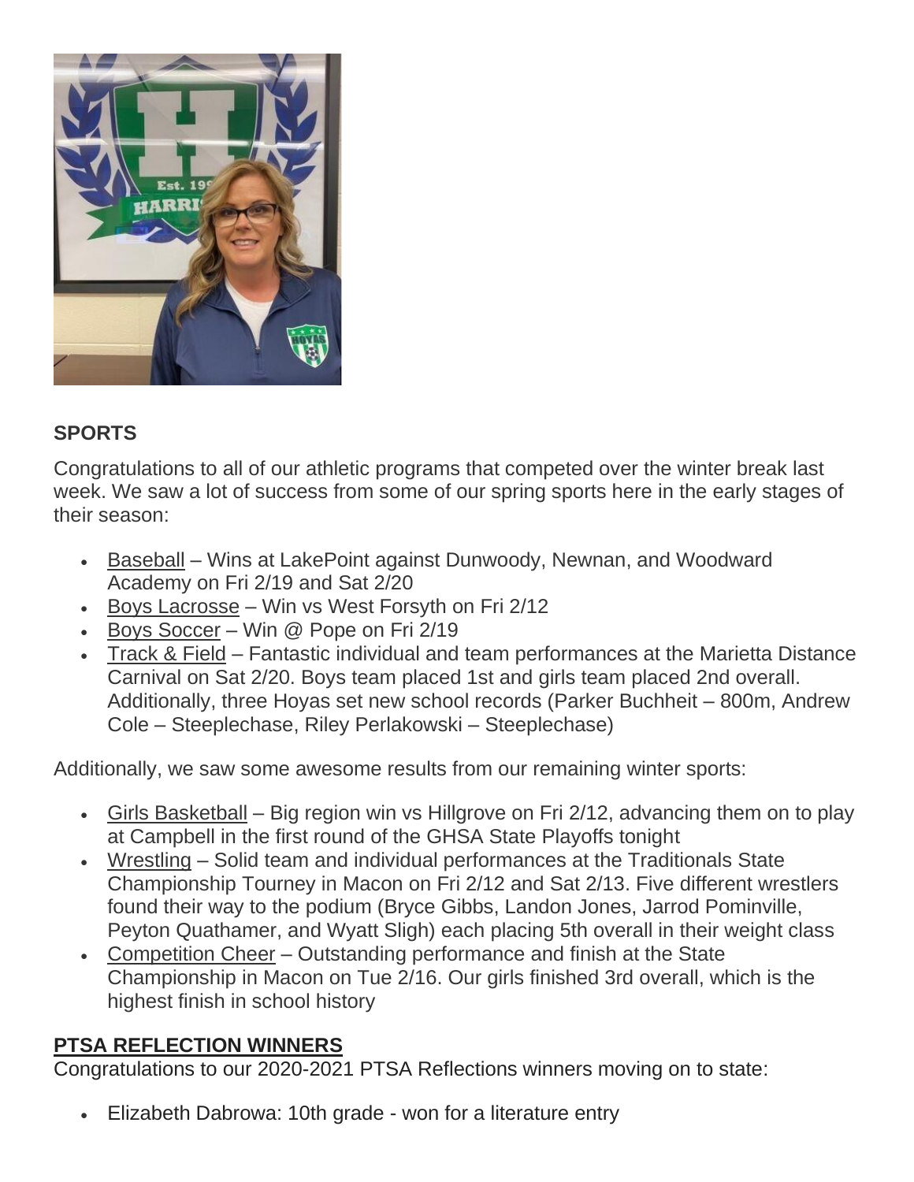**SPORTS**

Congratulations to all of our athletic programs that competed over the winter break last week. We saw a lot of success from some of our spring sports here in the early stages of their season:

- Baseball – Wins at LakePoint against Dunwoody, Newnan, and Woodward Academy on Fri 2/19 and Sat 2/20
- Boys Lacrosse – Win vs West Forsyth on Fri 2/12
- Boys Soccer – Win @ Pope on Fri 2/19
- Track & Field – Fantastic individual and team performances at the Marietta Distance Carnival on Sat 2/20. Boys team placed 1st and girls team placed 2nd overall. Additionally, three Hoyas set new school records (Parker Buchheit – 800m, Andrew Cole – Steeplechase, Riley Perlakowski – Steeplechase)

Additionally, we saw some awesome results from our remaining winter sports:

- Girls Basketball – Big region win vs Hillgrove on Fri 2/12, advancing them on to play at Campbell in the first round of the GHSA State Playoffs tonight
- Wrestling – Solid team and individual performances at the Traditionals State Championship Tourney in Macon on Fri 2/12 and Sat 2/13. Five different wrestlers found their way to the podium (Bryce Gibbs, Landon Jones, Jarrod Pominville, Peyton Quathamer, and Wyatt Sligh) each placing 5th overall in their weight class
- Competition Cheer – Outstanding performance and finish at the State Championship in Macon on Tue 2/16. Our girls finished 3rd overall, which is the highest finish in school history

**PTSA REFLECTION WINNERS**

Congratulations to our 2020-2021 PTSA Reflections winners moving on to state:

- Elizabeth Dabrowa: 10th grade - won for a literature entry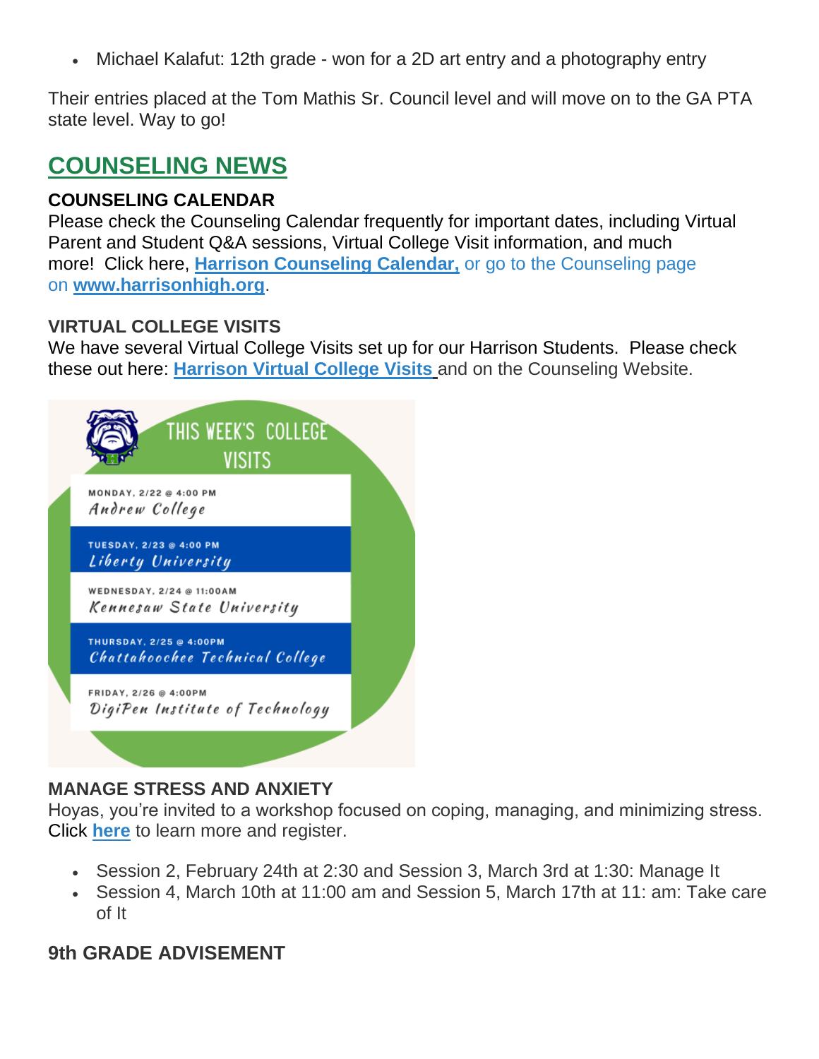- Michael Kalafut: 12th grade - won for a 2D art entry and a photography entry

Their entries placed at the Tom Mathis Sr. Council level and will move on to the GA PTA state level. Way to go!

## COUNSELING NEWS

**COUNSELING CALENDAR**
Please check the Counseling Calendar frequently for important dates, including Virtual Parent and Student Q&A sessions, Virtual College Visit information, and much more! Click here, **Harrison Counseling Calendar,** or go to the Counseling page on **www.harrisonhigh.org**.

**VIRTUAL COLLEGE VISITS**
We have several Virtual College Visits set up for our Harrison Students. Please check these out here: **Harrison Virtual College Visits** and on the Counseling Website.

THIS WEEK'S COLLEGE VISITS

MONDAY, 2/22 @ 4:00 PM
*Andrew College*

TUESDAY, 2/23 @ 4:00 PM
*Liberty University*

WEDNESDAY, 2/24 @ 11:00AM
*Kennesaw State University*

THURSDAY, 2/25 @ 4:00PM
*Chattahoochee Technical College*

FRIDAY, 2/26 @ 4:00PM
*DigiPen Institute of Technology*

**MANAGE STRESS AND ANXIETY**
Hoyas, you're invited to a workshop focused on coping, managing, and minimizing stress. Click **here** to learn more and register.

- Session 2, February 24th at 2:30 and Session 3, March 3rd at 1:30: Manage It
- Session 4, March 10th at 11:00 am and Session 5, March 17th at 11: am: Take care of It

**9th GRADE ADVISEMENT**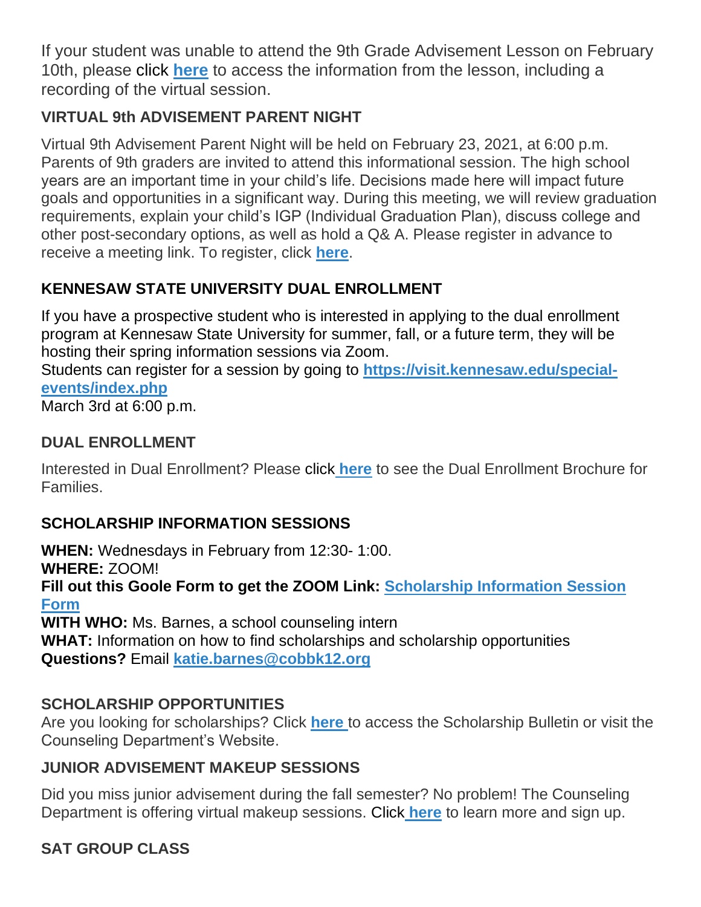If your student was unable to attend the 9th Grade Advisement Lesson on February 10th, please click **here** to access the information from the lesson, including a recording of the virtual session.

### VIRTUAL 9th ADVISEMENT PARENT NIGHT

Virtual 9th Advisement Parent Night will be held on February 23, 2021, at 6:00 p.m. Parents of 9th graders are invited to attend this informational session. The high school years are an important time in your child's life. Decisions made here will impact future goals and opportunities in a significant way. During this meeting, we will review graduation requirements, explain your child's IGP (Individual Graduation Plan), discuss college and other post-secondary options, as well as hold a Q& A. Please register in advance to receive a meeting link. To register, click **here**.

### KENNESAW STATE UNIVERSITY DUAL ENROLLMENT

If you have a prospective student who is interested in applying to the dual enrollment program at Kennesaw State University for summer, fall, or a future term, they will be hosting their spring information sessions via Zoom.
Students can register for a session by going to **https://visit.kennesaw.edu/special-events/index.php**
March 3rd at 6:00 p.m.

### DUAL ENROLLMENT

Interested in Dual Enrollment? Please click **here** to see the Dual Enrollment Brochure for Families.

### SCHOLARSHIP INFORMATION SESSIONS

**WHEN:** Wednesdays in February from 12:30- 1:00.
**WHERE:** ZOOM!
**Fill out this Goole Form to get the ZOOM Link: Scholarship Information Session Form**
**WITH WHO:** Ms. Barnes, a school counseling intern
**WHAT:** Information on how to find scholarships and scholarship opportunities
**Questions?** Email **katie.barnes@cobbk12.org**

### SCHOLARSHIP OPPORTUNITIES

Are you looking for scholarships? Click **here** to access the Scholarship Bulletin or visit the Counseling Department's Website.

### JUNIOR ADVISEMENT MAKEUP SESSIONS

Did you miss junior advisement during the fall semester? No problem! The Counseling Department is offering virtual makeup sessions. Click **here** to learn more and sign up.

### SAT GROUP CLASS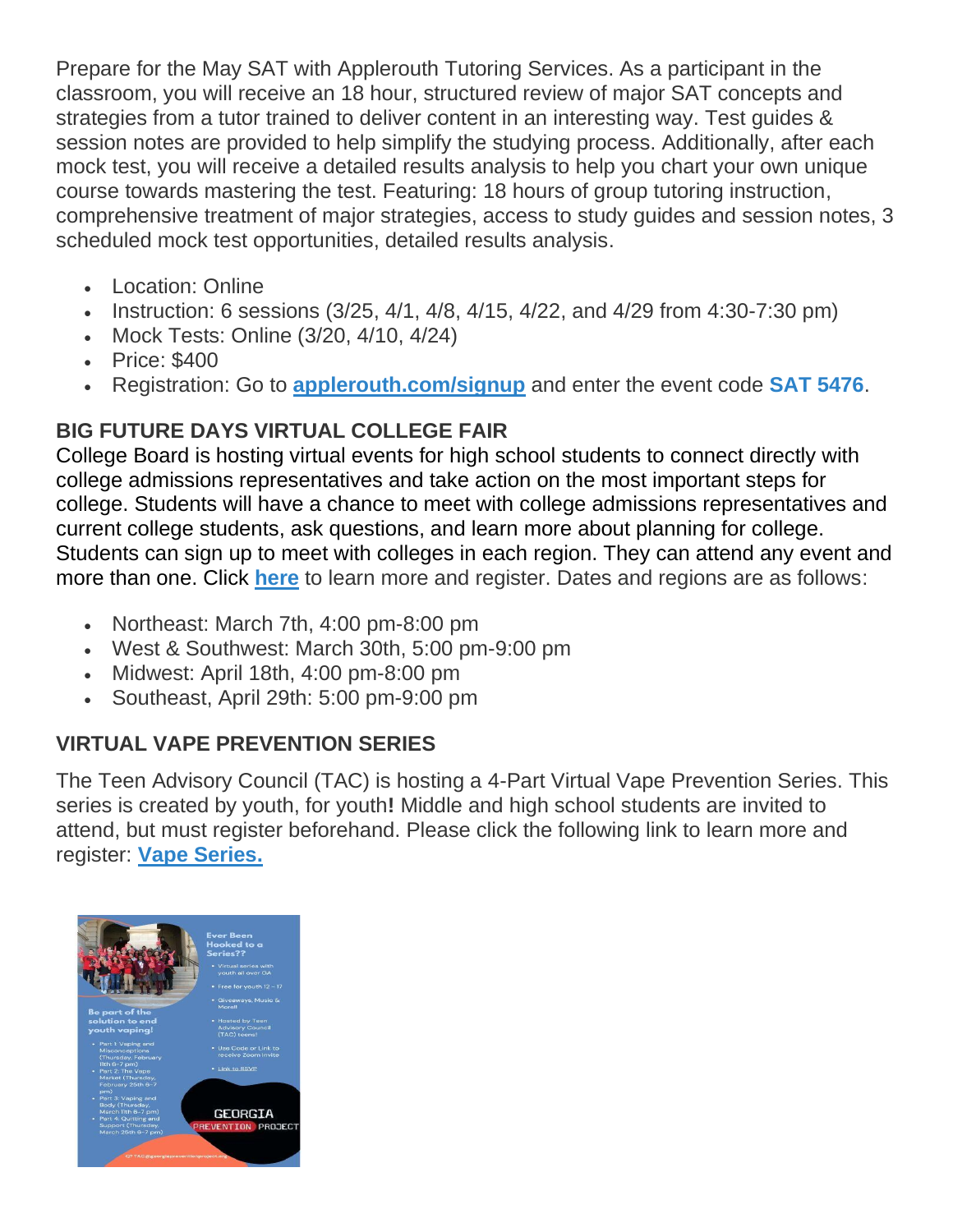Prepare for the May SAT with Applerouth Tutoring Services. As a participant in the classroom, you will receive an 18 hour, structured review of major SAT concepts and strategies from a tutor trained to deliver content in an interesting way. Test guides & session notes are provided to help simplify the studying process. Additionally, after each mock test, you will receive a detailed results analysis to help you chart your own unique course towards mastering the test. Featuring: 18 hours of group tutoring instruction, comprehensive treatment of major strategies, access to study guides and session notes, 3 scheduled mock test opportunities, detailed results analysis.

- Location: Online
- Instruction: 6 sessions (3/25, 4/1, 4/8, 4/15, 4/22, and 4/29 from 4:30-7:30 pm)
- Mock Tests: Online (3/20, 4/10, 4/24)
- Price: $400
- Registration: Go to **applerouth.com/signup** and enter the event code **SAT 5476**.

## BIG FUTURE DAYS VIRTUAL COLLEGE FAIR

College Board is hosting virtual events for high school students to connect directly with college admissions representatives and take action on the most important steps for college. Students will have a chance to meet with college admissions representatives and current college students, ask questions, and learn more about planning for college. Students can sign up to meet with colleges in each region. They can attend any event and more than one. Click **here** to learn more and register. Dates and regions are as follows:

- Northeast: March 7th, 4:00 pm-8:00 pm
- West & Southwest: March 30th, 5:00 pm-9:00 pm
- Midwest: April 18th, 4:00 pm-8:00 pm
- Southeast, April 29th: 5:00 pm-9:00 pm

## VIRTUAL VAPE PREVENTION SERIES

The Teen Advisory Council (TAC) is hosting a 4-Part Virtual Vape Prevention Series. This series is created by youth, for youth**!** Middle and high school students are invited to attend, but must register beforehand. Please click the following link to learn more and register: **Vape Series.**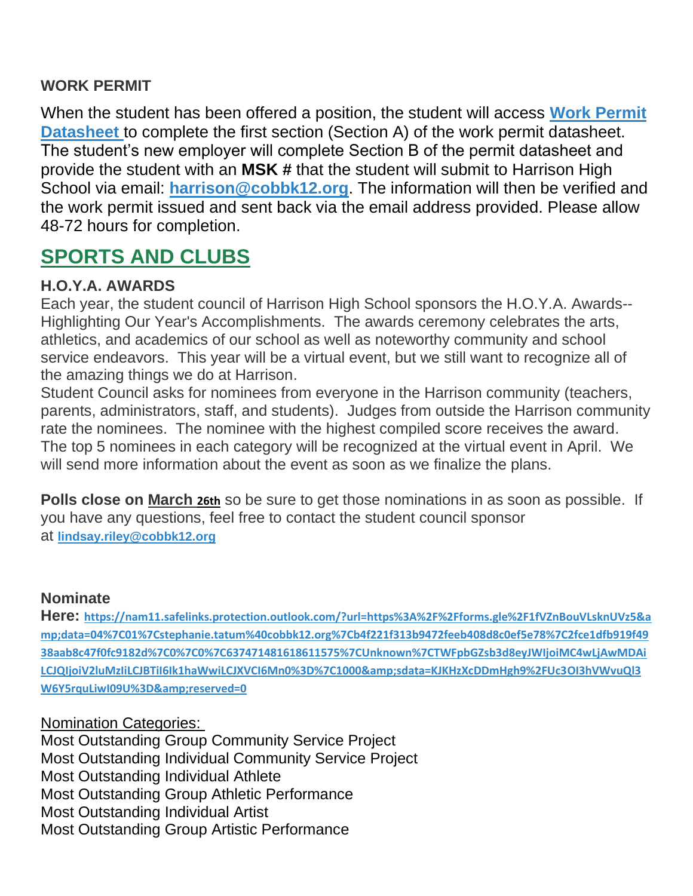**WORK PERMIT**

When the student has been offered a position, the student will access **[Work Permit Datasheet]** to complete the first section (Section A) of the work permit datasheet. The student's new employer will complete Section B of the permit datasheet and provide the student with an **MSK #** that the student will submit to Harrison High School via email: **harrison@cobbk12.org**. The information will then be verified and the work permit issued and sent back via the email address provided. Please allow 48-72 hours for completion.

## SPORTS AND CLUBS

### H.O.Y.A. AWARDS

Each year, the student council of Harrison High School sponsors the H.O.Y.A. Awards--Highlighting Our Year's Accomplishments. The awards ceremony celebrates the arts, athletics, and academics of our school as well as noteworthy community and school service endeavors. This year will be a virtual event, but we still want to recognize all of the amazing things we do at Harrison.

Student Council asks for nominees from everyone in the Harrison community (teachers, parents, administrators, staff, and students). Judges from outside the Harrison community rate the nominees. The nominee with the highest compiled score receives the award. The top 5 nominees in each category will be recognized at the virtual event in April. We will send more information about the event as soon as we finalize the plans.

**Polls close on March 26th** so be sure to get those nominations in as soon as possible. If you have any questions, feel free to contact the student council sponsor at **lindsay.riley@cobbk12.org**

**Nominate Here:** https://nam11.safelinks.protection.outlook.com/?url=https%3A%2F%2Fforms.gle%2F1fVZnBouVLsknUVz5&amp;data=04%7C01%7Cstephanie.tatum%40cobbk12.org%7Cb4f221f313b9472feeb408d8c0ef5e78%7C2fce1dfb919f4938aab8c47f0fc9182d%7C0%7C0%7C637471481618611575%7CUnknown%7CTWFpbGZsb3d8eyJWIjoiMC4wLjAwMDAiLCJQIjoiV2luMzIiLCJBTiI6Ik1haWwiLCJXVCI6Mn0%3D%7C1000&amp;sdata=KJKHzXcDDmHgh9%2FUc3OI3hVWvuQl3W6Y5rquLiwI09U%3D&amp;reserved=0

Nomination Categories:

Most Outstanding Group Community Service Project
Most Outstanding Individual Community Service Project
Most Outstanding Individual Athlete
Most Outstanding Group Athletic Performance
Most Outstanding Individual Artist
Most Outstanding Group Artistic Performance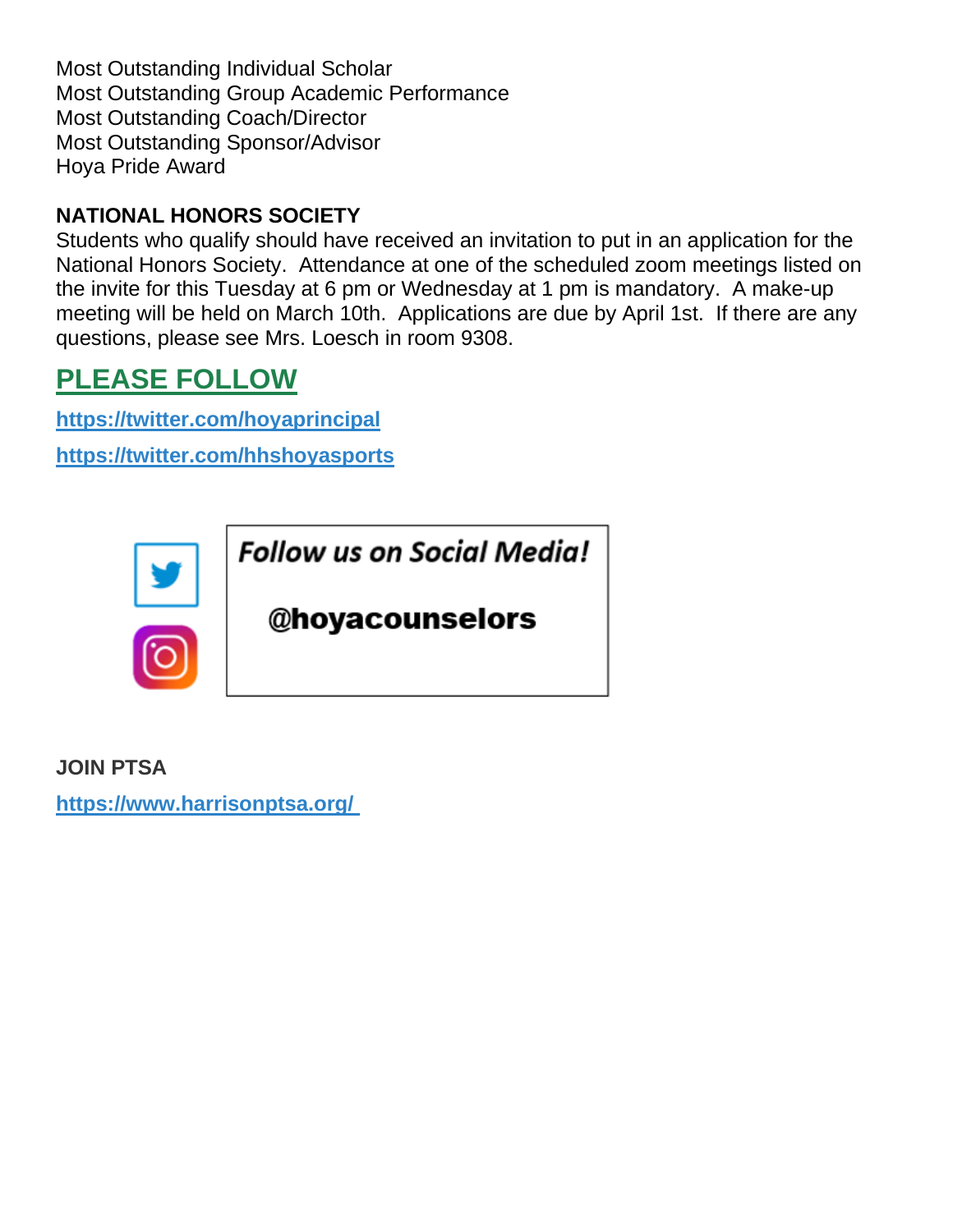Most Outstanding Individual Scholar
Most Outstanding Group Academic Performance
Most Outstanding Coach/Director
Most Outstanding Sponsor/Advisor
Hoya Pride Award

**NATIONAL HONORS SOCIETY**

Students who qualify should have received an invitation to put in an application for the National Honors Society. Attendance at one of the scheduled zoom meetings listed on the invite for this Tuesday at 6 pm or Wednesday at 1 pm is mandatory. A make-up meeting will be held on March 10th. Applications are due by April 1st. If there are any questions, please see Mrs. Loesch in room 9308.

## PLEASE FOLLOW

**https://twitter.com/hoyaprincipal**

**https://twitter.com/hhshoyasports**

*Follow us on Social Media!*

**@hoyacounselors**

**JOIN PTSA**

**https://www.harrisonptsa.org/**